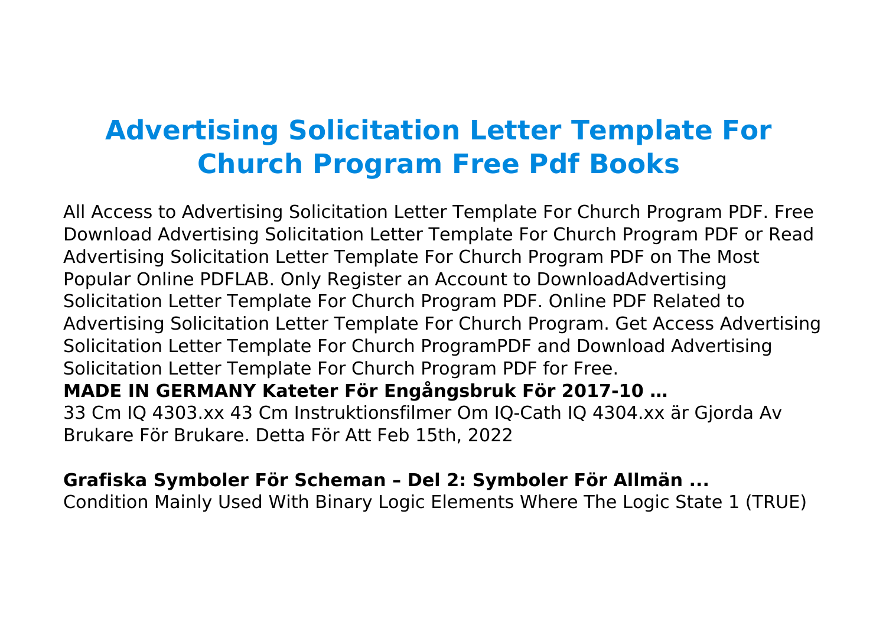# Advertising Solicitation Letter Template For Church Program Free Pdf Books

All Access to Advertising Solicitation Letter Template For Church Program PDF. Free Download Advertising Solicitation Letter Template For Church Program PDF or Read Advertising Solicitation Letter Template For Church Program PDF on The Most Popular Online PDFLAB. Only Register an Account to DownloadAdvertising Solicitation Letter Template For Church Program PDF. Online PDF Related to Advertising Solicitation Letter Template For Church Program. Get Access Advertising Solicitation Letter Template For Church ProgramPDF and Download Advertising Solicitation Letter Template For Church Program PDF for Free.

**MADE IN GERMANY Kateter För Engångsbruk För 2017-10 …**

33 Cm IQ 4303.xx 43 Cm Instruktionsfilmer Om IQ-Cath IQ 4304.xx är Gjorda Av Brukare För Brukare. Detta För Att Feb 15th, 2022

**Grafiska Symboler För Scheman – Del 2: Symboler För Allmän ...**

Condition Mainly Used With Binary Logic Elements Where The Logic State 1 (TRUE)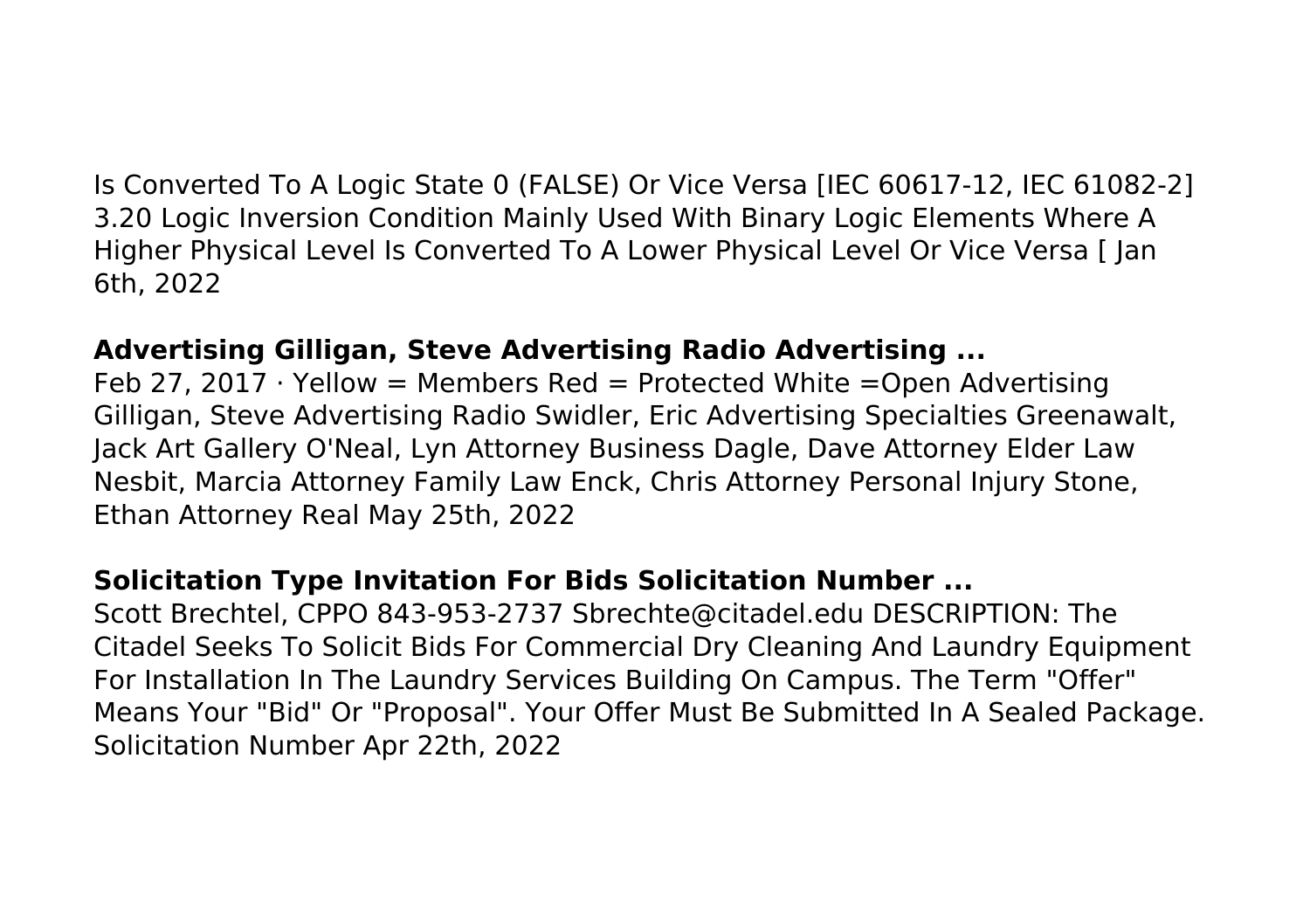Is Converted To A Logic State 0 (FALSE) Or Vice Versa [IEC 60617-12, IEC 61082-2] 3.20 Logic Inversion Condition Mainly Used With Binary Logic Elements Where A Higher Physical Level Is Converted To A Lower Physical Level Or Vice Versa [ Jan 6th, 2022

**Advertising Gilligan, Steve Advertising Radio Advertising ...**

Feb 27, 2017 · Yellow = Members Red = Protected White =Open Advertising Gilligan, Steve Advertising Radio Swidler, Eric Advertising Specialties Greenawalt, Jack Art Gallery O'Neal, Lyn Attorney Business Dagle, Dave Attorney Elder Law Nesbit, Marcia Attorney Family Law Enck, Chris Attorney Personal Injury Stone, Ethan Attorney Real May 25th, 2022

**Solicitation Type Invitation For Bids Solicitation Number ...**

Scott Brechtel, CPPO 843-953-2737 Sbrechte@citadel.edu DESCRIPTION: The Citadel Seeks To Solicit Bids For Commercial Dry Cleaning And Laundry Equipment For Installation In The Laundry Services Building On Campus. The Term "Offer" Means Your "Bid" Or "Proposal". Your Offer Must Be Submitted In A Sealed Package. Solicitation Number Apr 22th, 2022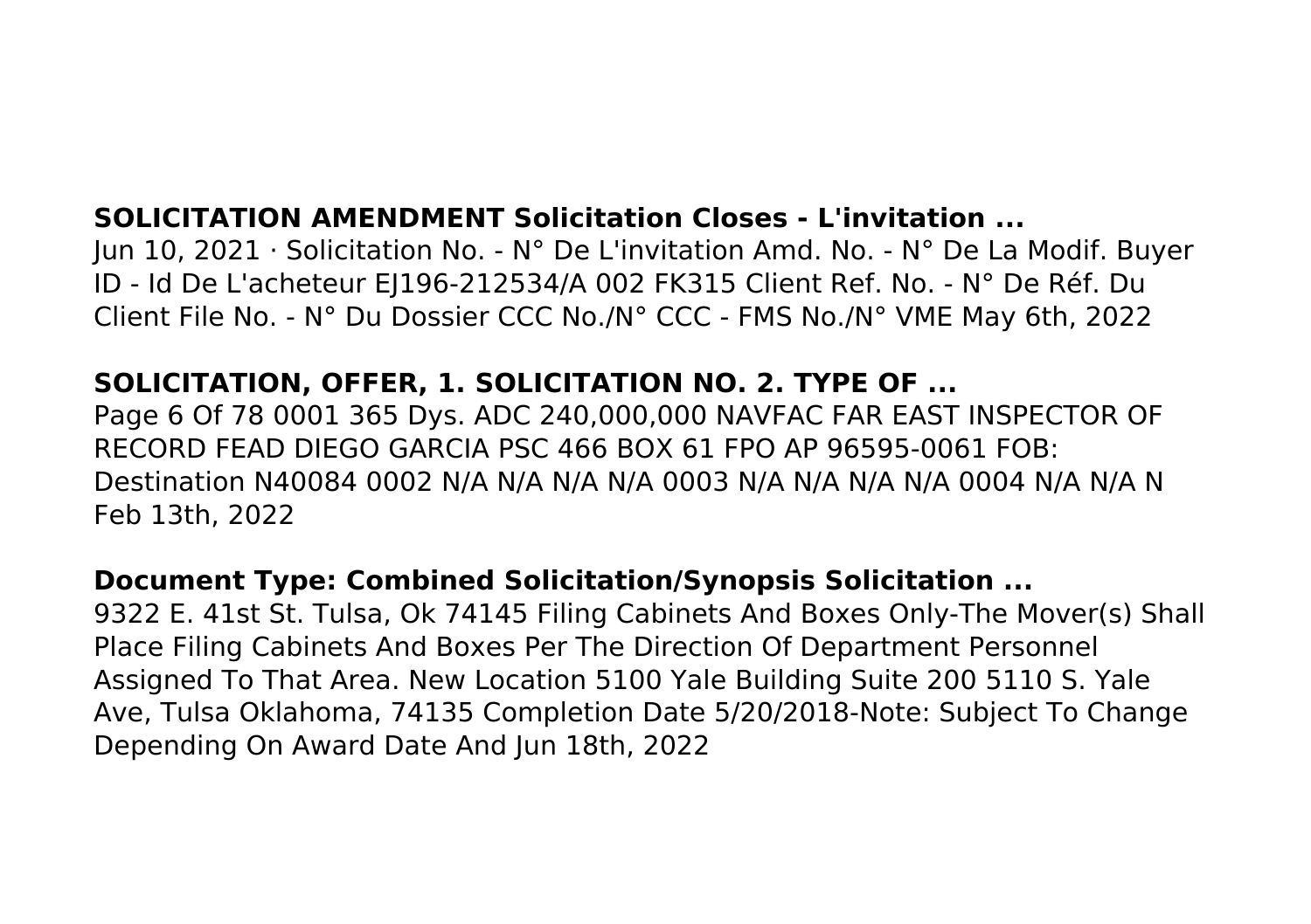**SOLICITATION AMENDMENT Solicitation Closes - L'invitation ...**

Jun 10, 2021 · Solicitation No. - N° De L'invitation Amd. No. - N° De La Modif. Buyer ID - Id De L'acheteur EJ196-212534/A 002 FK315 Client Ref. No. - N° De Réf. Du Client File No. - N° Du Dossier CCC No./N° CCC - FMS No./N° VME May 6th, 2022

**SOLICITATION, OFFER, 1. SOLICITATION NO. 2. TYPE OF ...**

Page 6 Of 78 0001 365 Dys. ADC 240,000,000 NAVFAC FAR EAST INSPECTOR OF RECORD FEAD DIEGO GARCIA PSC 466 BOX 61 FPO AP 96595-0061 FOB: Destination N40084 0002 N/A N/A N/A N/A 0003 N/A N/A N/A N/A 0004 N/A N/A N Feb 13th, 2022

**Document Type: Combined Solicitation/Synopsis Solicitation ...**

9322 E. 41st St. Tulsa, Ok 74145 Filing Cabinets And Boxes Only-The Mover(s) Shall Place Filing Cabinets And Boxes Per The Direction Of Department Personnel Assigned To That Area. New Location 5100 Yale Building Suite 200 5110 S. Yale Ave, Tulsa Oklahoma, 74135 Completion Date 5/20/2018-Note: Subject To Change Depending On Award Date And Jun 18th, 2022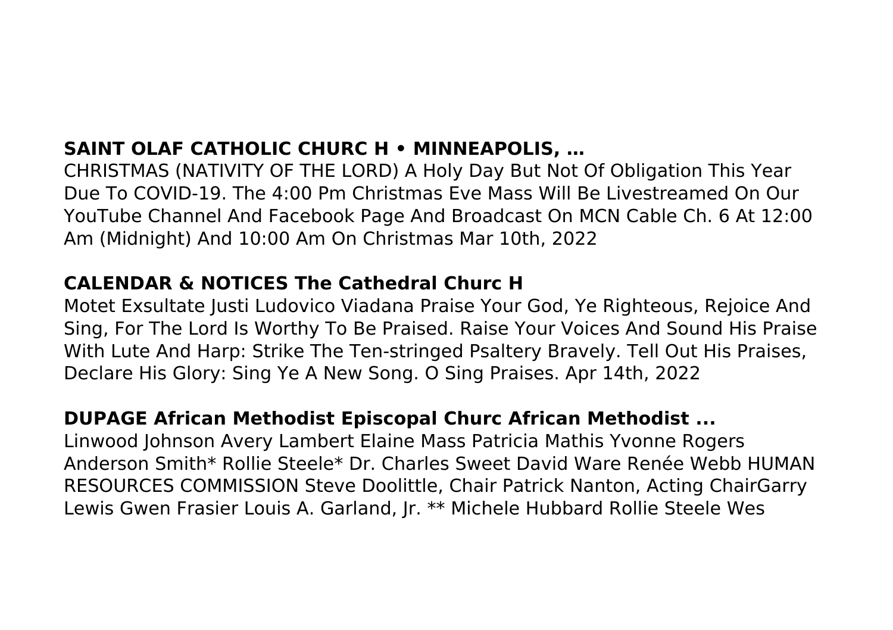## SAINT OLAF CATHOLIC CHURC H • MINNEAPOLIS, …

CHRISTMAS (NATIVITY OF THE LORD) A Holy Day But Not Of Obligation This Year Due To COVID-19. The 4:00 Pm Christmas Eve Mass Will Be Livestreamed On Our YouTube Channel And Facebook Page And Broadcast On MCN Cable Ch. 6 At 12:00 Am (Midnight) And 10:00 Am On Christmas Mar 10th, 2022

## CALENDAR & NOTICES The Cathedral Churc H

Motet Exsultate Justi Ludovico Viadana Praise Your God, Ye Righteous, Rejoice And Sing, For The Lord Is Worthy To Be Praised. Raise Your Voices And Sound His Praise With Lute And Harp: Strike The Ten-stringed Psaltery Bravely. Tell Out His Praises, Declare His Glory: Sing Ye A New Song. O Sing Praises. Apr 14th, 2022

## DUPAGE African Methodist Episcopal Churc African Methodist ...

Linwood Johnson Avery Lambert Elaine Mass Patricia Mathis Yvonne Rogers Anderson Smith* Rollie Steele* Dr. Charles Sweet David Ware Renée Webb HUMAN RESOURCES COMMISSION Steve Doolittle, Chair Patrick Nanton, Acting ChairGarry Lewis Gwen Frasier Louis A. Garland, Jr. ** Michele Hubbard Rollie Steele Wes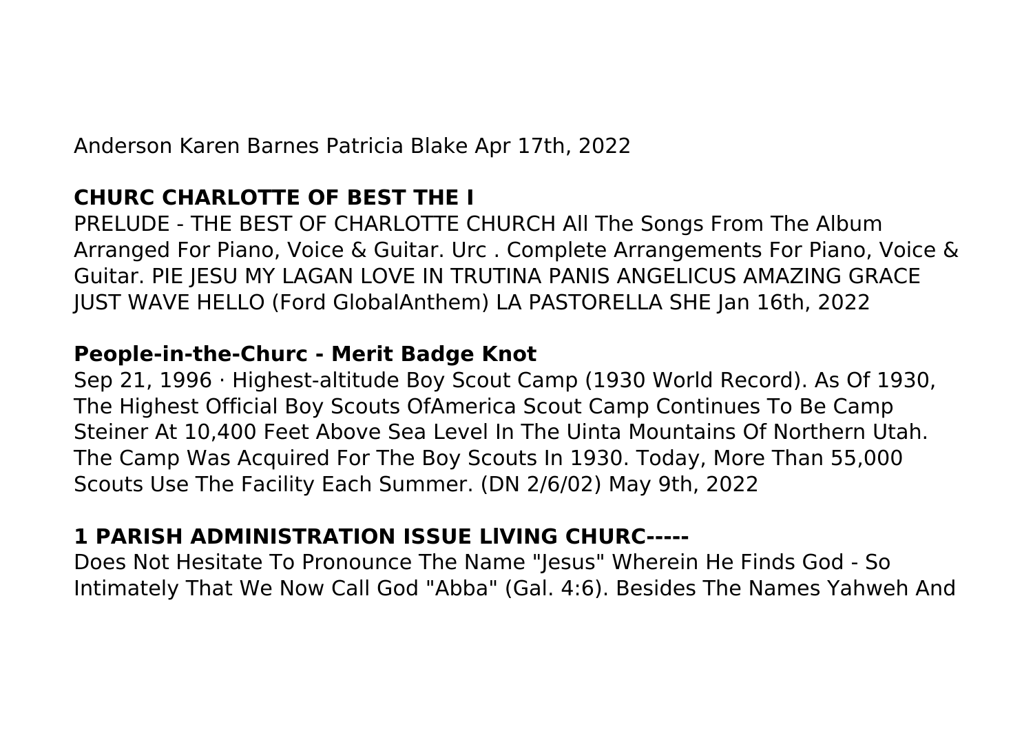Anderson Karen Barnes Patricia Blake Apr 17th, 2022

## CHURC CHARLOTTE OF BEST THE I

PRELUDE - THE BEST OF CHARLOTTE CHURCH All The Songs From The Album Arranged For Piano, Voice & Guitar. Urc . Complete Arrangements For Piano, Voice & Guitar. PIE JESU MY LAGAN LOVE IN TRUTINA PANIS ANGELICUS AMAZING GRACE JUST WAVE HELLO (Ford GlobalAnthem) LA PASTORELLA SHE Jan 16th, 2022

## People-in-the-Churc - Merit Badge Knot

Sep 21, 1996 · Highest-altitude Boy Scout Camp (1930 World Record). As Of 1930, The Highest Official Boy Scouts OfAmerica Scout Camp Continues To Be Camp Steiner At 10,400 Feet Above Sea Level In The Uinta Mountains Of Northern Utah. The Camp Was Acquired For The Boy Scouts In 1930. Today, More Than 55,000 Scouts Use The Facility Each Summer. (DN 2/6/02) May 9th, 2022

## 1 PARISH ADMINISTRATION ISSUE LlVING CHURC-----

Does Not Hesitate To Pronounce The Name "Jesus" Wherein He Finds God - So Intimately That We Now Call God "Abba" (Gal. 4:6). Besides The Names Yahweh And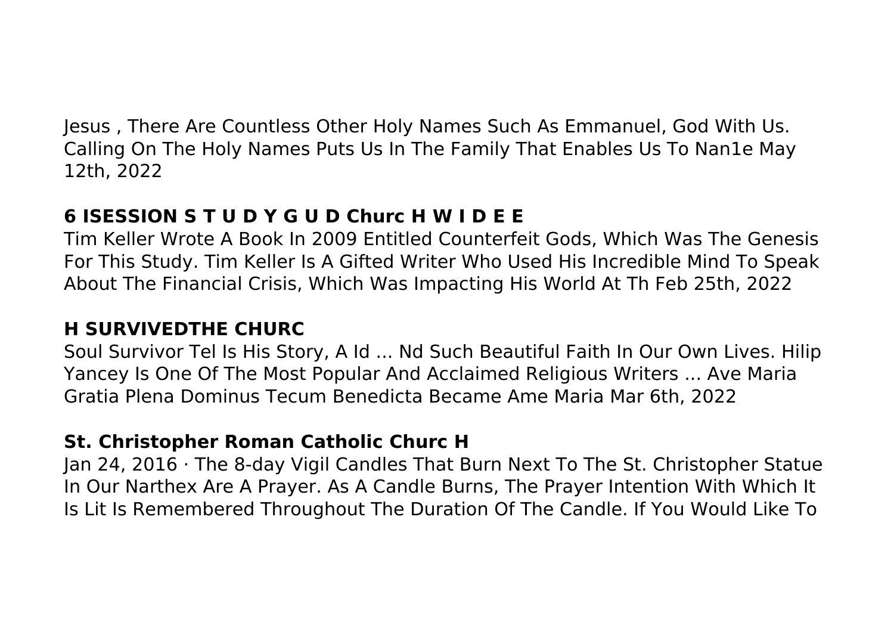Jesus , There Are Countless Other Holy Names Such As Emmanuel, God With Us. Calling On The Holy Names Puts Us In The Family That Enables Us To Nan1e May 12th, 2022

### 6 ISESSION S T U D Y G U D Churc H W I D E E

Tim Keller Wrote A Book In 2009 Entitled Counterfeit Gods, Which Was The Genesis For This Study. Tim Keller Is A Gifted Writer Who Used His Incredible Mind To Speak About The Financial Crisis, Which Was Impacting His World At Th Feb 25th, 2022

### H SURVIVEDTHE CHURC

Soul Survivor Tel Is His Story, A Id ... Nd Such Beautiful Faith In Our Own Lives. Hilip Yancey Is One Of The Most Popular And Acclaimed Religious Writers ... Ave Maria Gratia Plena Dominus Tecum Benedicta Became Ame Maria Mar 6th, 2022

### St. Christopher Roman Catholic Churc H

Jan 24, 2016 · The 8-day Vigil Candles That Burn Next To The St. Christopher Statue In Our Narthex Are A Prayer. As A Candle Burns, The Prayer Intention With Which It Is Lit Is Remembered Throughout The Duration Of The Candle. If You Would Like To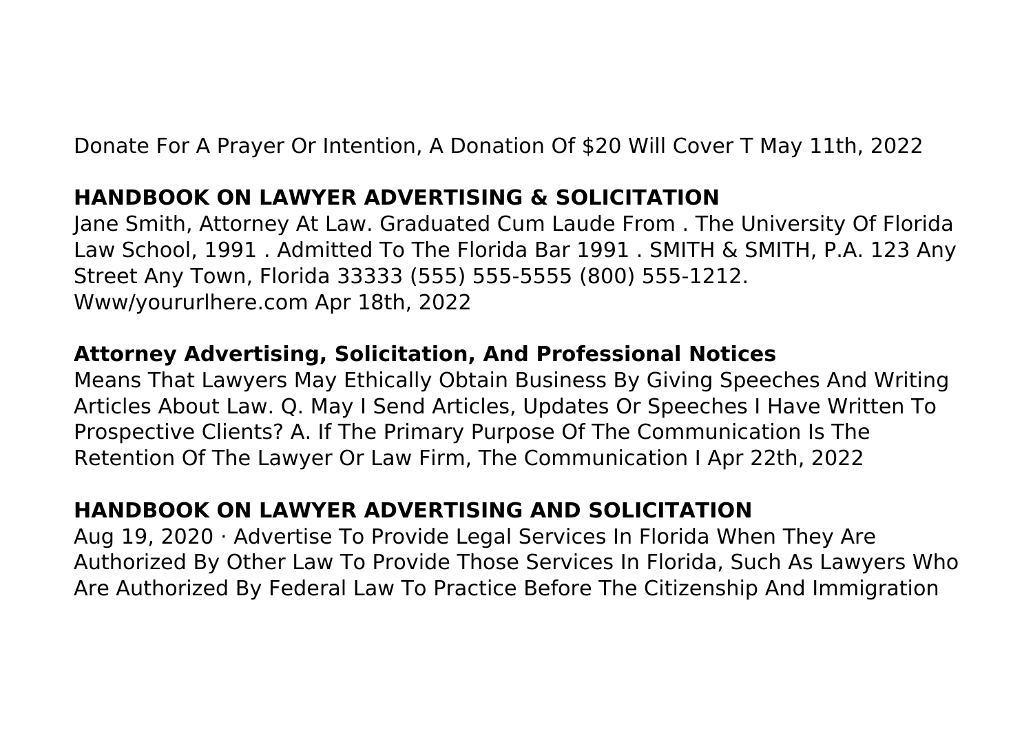Donate For A Prayer Or Intention, A Donation Of $20 Will Cover T May 11th, 2022

**HANDBOOK ON LAWYER ADVERTISING & SOLICITATION**

Jane Smith, Attorney At Law. Graduated Cum Laude From . The University Of Florida Law School, 1991 . Admitted To The Florida Bar 1991 . SMITH & SMITH, P.A. 123 Any Street Any Town, Florida 33333 (555) 555-5555 (800) 555-1212. Www/yoururlhere.com Apr 18th, 2022

**Attorney Advertising, Solicitation, And Professional Notices**

Means That Lawyers May Ethically Obtain Business By Giving Speeches And Writing Articles About Law. Q. May I Send Articles, Updates Or Speeches I Have Written To Prospective Clients? A. If The Primary Purpose Of The Communication Is The Retention Of The Lawyer Or Law Firm, The Communication I Apr 22th, 2022

**HANDBOOK ON LAWYER ADVERTISING AND SOLICITATION**

Aug 19, 2020 · Advertise To Provide Legal Services In Florida When They Are Authorized By Other Law To Provide Those Services In Florida, Such As Lawyers Who Are Authorized By Federal Law To Practice Before The Citizenship And Immigration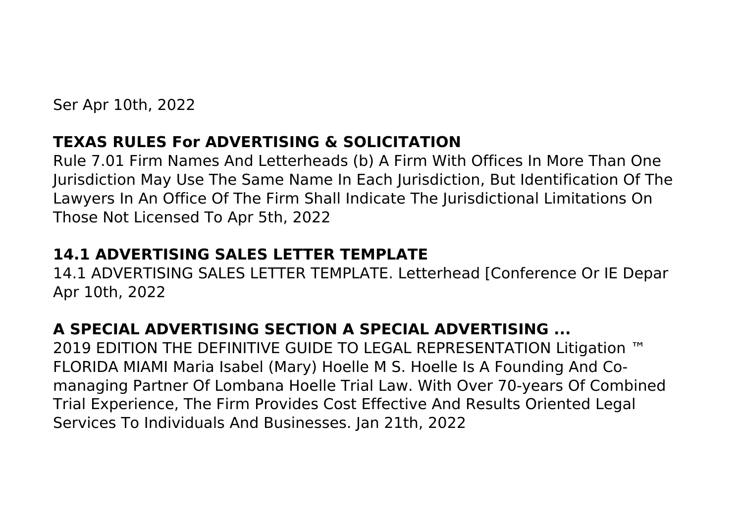Ser Apr 10th, 2022

**TEXAS RULES For ADVERTISING & SOLICITATION**

Rule 7.01 Firm Names And Letterheads (b) A Firm With Offices In More Than One Jurisdiction May Use The Same Name In Each Jurisdiction, But Identification Of The Lawyers In An Office Of The Firm Shall Indicate The Jurisdictional Limitations On Those Not Licensed To Apr 5th, 2022

**14.1 ADVERTISING SALES LETTER TEMPLATE**

14.1 ADVERTISING SALES LETTER TEMPLATE. Letterhead [Conference Or IE Depar Apr 10th, 2022

**A SPECIAL ADVERTISING SECTION A SPECIAL ADVERTISING ...**

2019 EDITION THE DEFINITIVE GUIDE TO LEGAL REPRESENTATION Litigation ™ FLORIDA MIAMI Maria Isabel (Mary) Hoelle M S. Hoelle Is A Founding And Co-managing Partner Of Lombana Hoelle Trial Law. With Over 70-years Of Combined Trial Experience, The Firm Provides Cost Effective And Results Oriented Legal Services To Individuals And Businesses. Jan 21th, 2022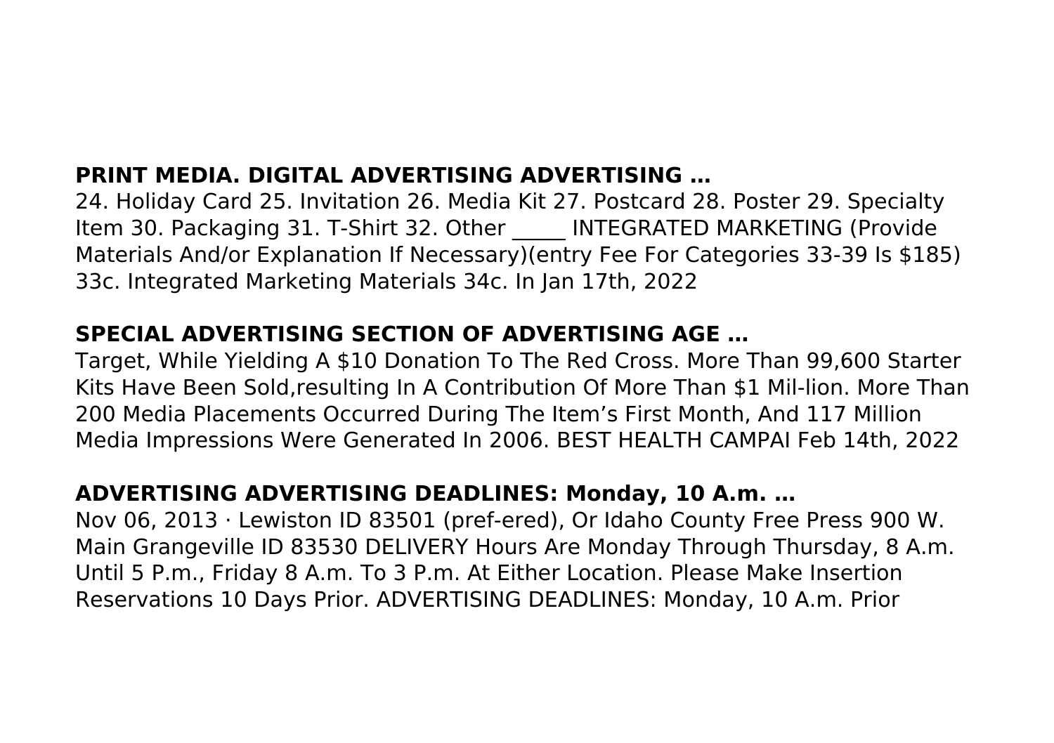## PRINT MEDIA. DIGITAL ADVERTISING ADVERTISING …

24. Holiday Card 25. Invitation 26. Media Kit 27. Postcard 28. Poster 29. Specialty Item 30. Packaging 31. T-Shirt 32. Other _____ INTEGRATED MARKETING (Provide Materials And/or Explanation If Necessary)(entry Fee For Categories 33-39 Is $185) 33c. Integrated Marketing Materials 34c. In Jan 17th, 2022

## SPECIAL ADVERTISING SECTION OF ADVERTISING AGE …

Target, While Yielding A $10 Donation To The Red Cross. More Than 99,600 Starter Kits Have Been Sold,resulting In A Contribution Of More Than $1 Mil-lion. More Than 200 Media Placements Occurred During The Item's First Month, And 117 Million Media Impressions Were Generated In 2006. BEST HEALTH CAMPAI Feb 14th, 2022

## ADVERTISING ADVERTISING DEADLINES: Monday, 10 A.m. …

Nov 06, 2013 · Lewiston ID 83501 (pref-ered), Or Idaho County Free Press 900 W. Main Grangeville ID 83530 DELIVERY Hours Are Monday Through Thursday, 8 A.m. Until 5 P.m., Friday 8 A.m. To 3 P.m. At Either Location. Please Make Insertion Reservations 10 Days Prior. ADVERTISING DEADLINES: Monday, 10 A.m. Prior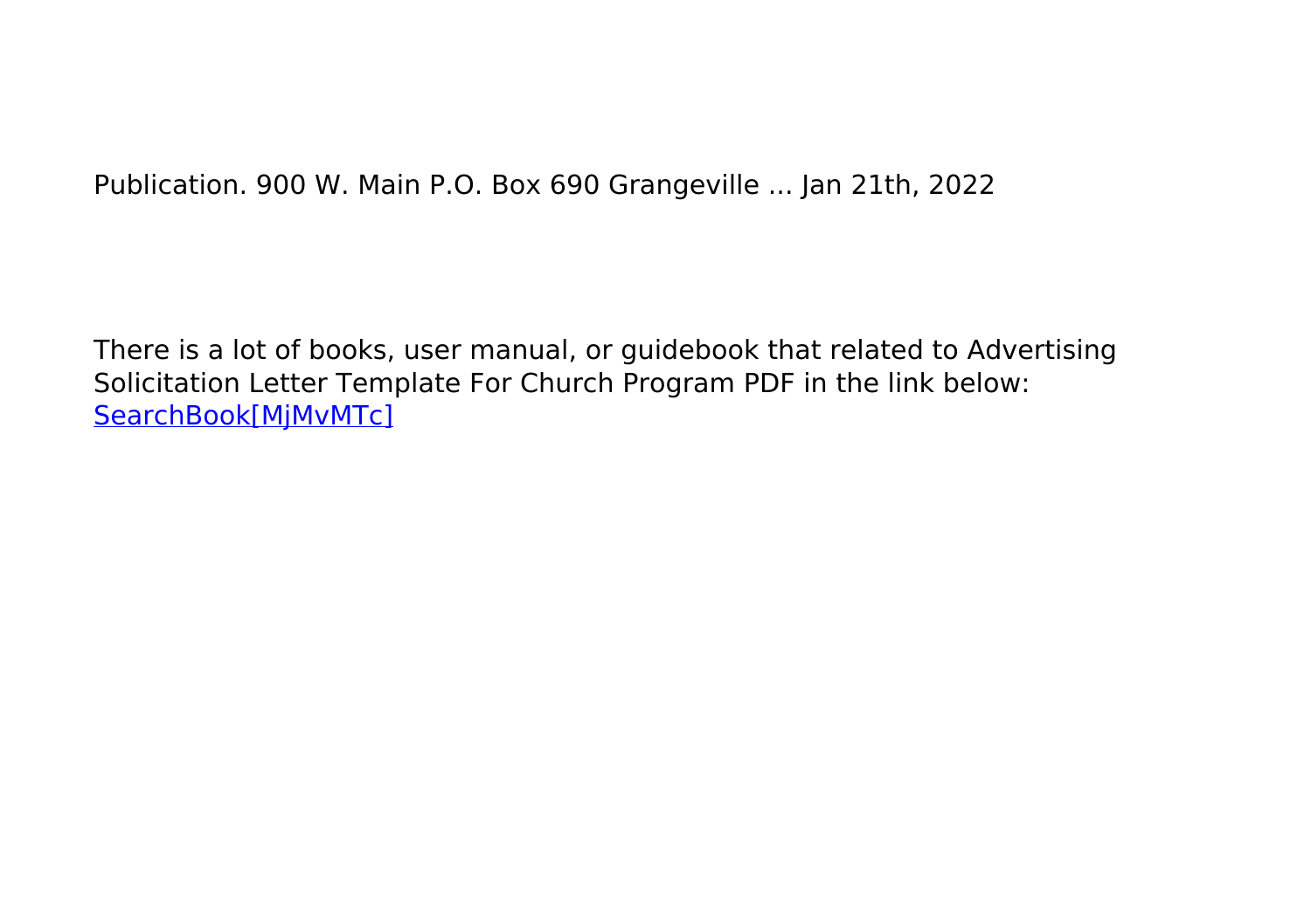Publication. 900 W. Main P.O. Box 690 Grangeville ... Jan 21th, 2022

There is a lot of books, user manual, or guidebook that related to Advertising Solicitation Letter Template For Church Program PDF in the link below:
SearchBook[MjMvMTc]